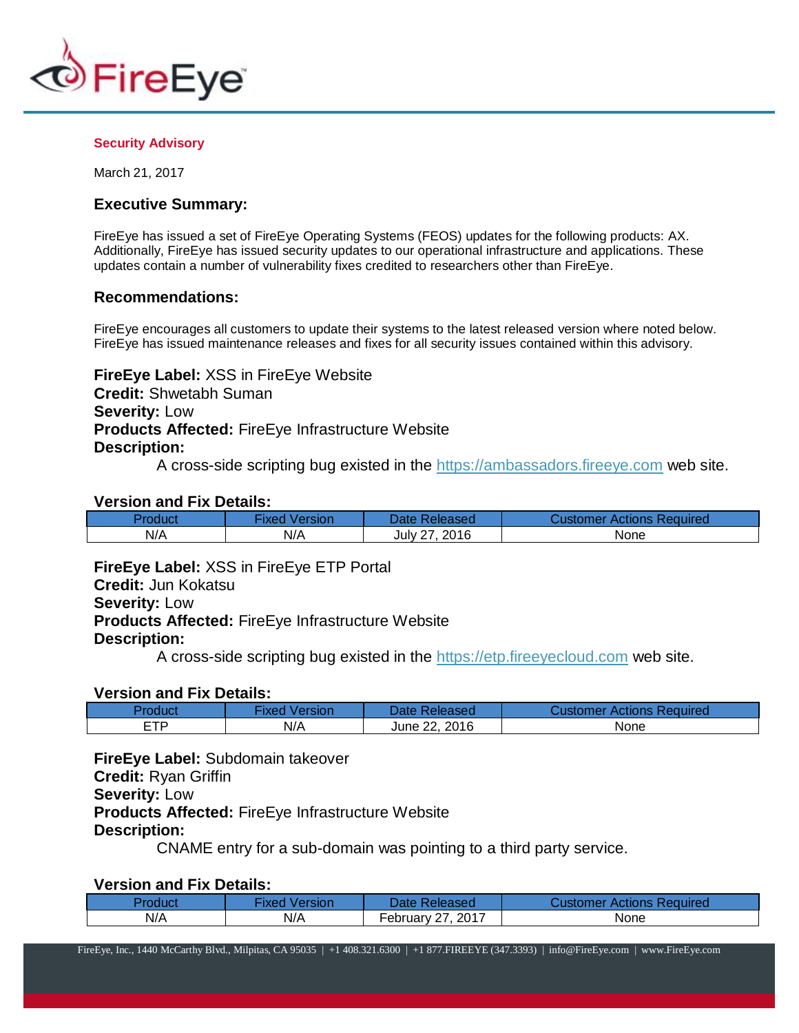FireEye

**Security Advisory**

March 21, 2017

### Executive Summary:

FireEye has issued a set of FireEye Operating Systems (FEOS) updates for the following products: AX. Additionally, FireEye has issued security updates to our operational infrastructure and applications. These updates contain a number of vulnerability fixes credited to researchers other than FireEye.

### Recommendations:

FireEye encourages all customers to update their systems to the latest released version where noted below. FireEye has issued maintenance releases and fixes for all security issues contained within this advisory.

**FireEye Label:** XSS in FireEye Website
**Credit:** Shwetabh Suman
**Severity:** Low
**Products Affected:** FireEye Infrastructure Website
**Description:**

A cross-side scripting bug existed in the https://ambassadors.fireeye.com web site.

**Version and Fix Details:**

| Product | Fixed Version | Date Released | Customer Actions Required |
| --- | --- | --- | --- |
| N/A | N/A | July 27, 2016 | None |

**FireEye Label:** XSS in FireEye ETP Portal
**Credit:** Jun Kokatsu
**Severity:** Low
**Products Affected:** FireEye Infrastructure Website
**Description:**

A cross-side scripting bug existed in the https://etp.fireeyecloud.com web site.

**Version and Fix Details:**

| Product | Fixed Version | Date Released | Customer Actions Required |
| --- | --- | --- | --- |
| ETP | N/A | June 22, 2016 | None |

**FireEye Label:** Subdomain takeover
**Credit:** Ryan Griffin
**Severity:** Low
**Products Affected:** FireEye Infrastructure Website
**Description:**

CNAME entry for a sub-domain was pointing to a third party service.

**Version and Fix Details:**

| Product | Fixed Version | Date Released | Customer Actions Required |
| --- | --- | --- | --- |
| N/A | N/A | February 27, 2017 | None |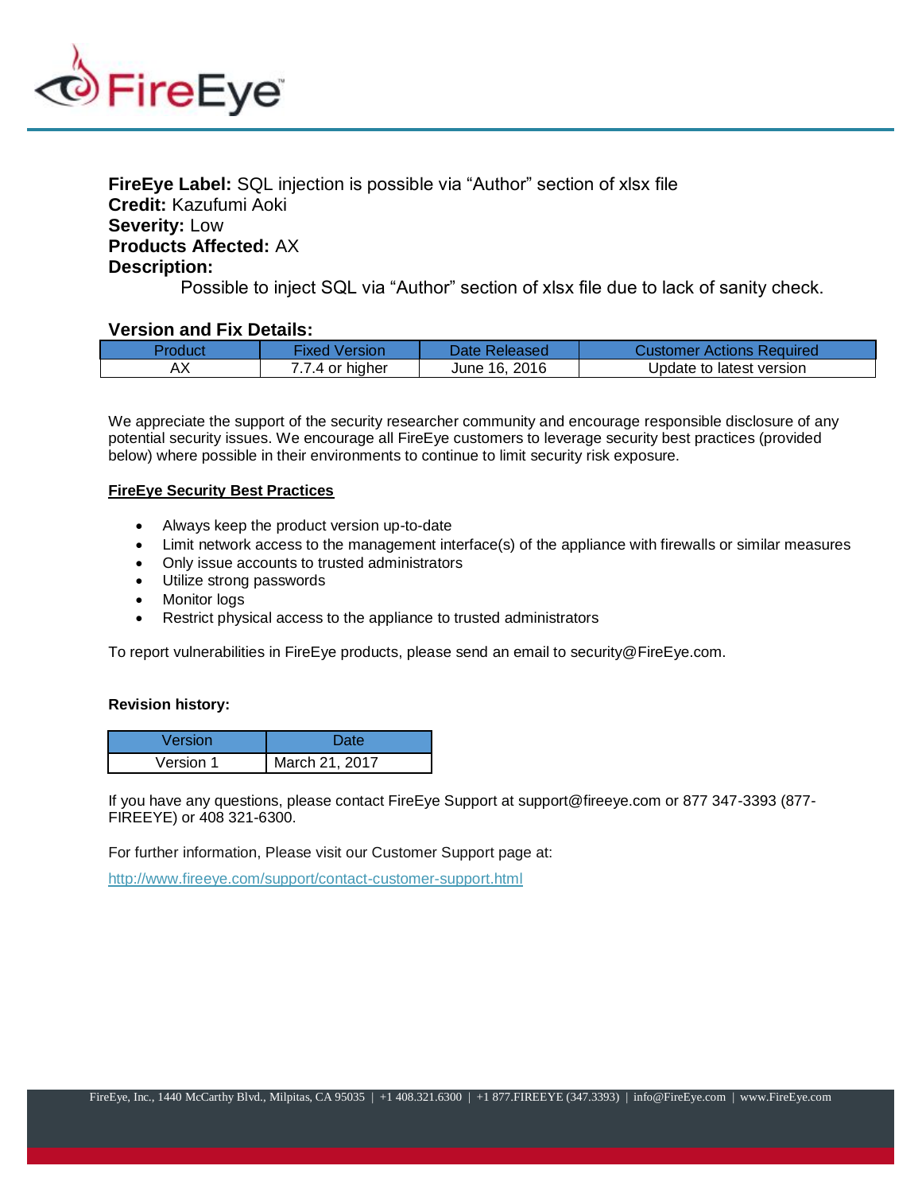**FireEye Label:** SQL injection is possible via “Author” section of xlsx file
**Credit:** Kazufumi Aoki
**Severity:** Low
**Products Affected:** AX
**Description:**

Possible to inject SQL via “Author” section of xlsx file due to lack of sanity check.

### Version and Fix Details:

| Product | Fixed Version | Date Released | Customer Actions Required |
|---|---|---|---|
| AX | 7.7.4 or higher | June 16, 2016 | Update to latest version |

We appreciate the support of the security researcher community and encourage responsible disclosure of any potential security issues. We encourage all FireEye customers to leverage security best practices (provided below) where possible in their environments to continue to limit security risk exposure.

**FireEye Security Best Practices**

- Always keep the product version up-to-date
- Limit network access to the management interface(s) of the appliance with firewalls or similar measures
- Only issue accounts to trusted administrators
- Utilize strong passwords
- Monitor logs
- Restrict physical access to the appliance to trusted administrators

To report vulnerabilities in FireEye products, please send an email to security@FireEye.com.

**Revision history:**

| Version | Date |
|---|---|
| Version 1 | March 21, 2017 |

If you have any questions, please contact FireEye Support at support@fireeye.com or 877 347-3393 (877-FIREEYE) or 408 321-6300.

For further information, Please visit our Customer Support page at:

http://www.fireeye.com/support/contact-customer-support.html